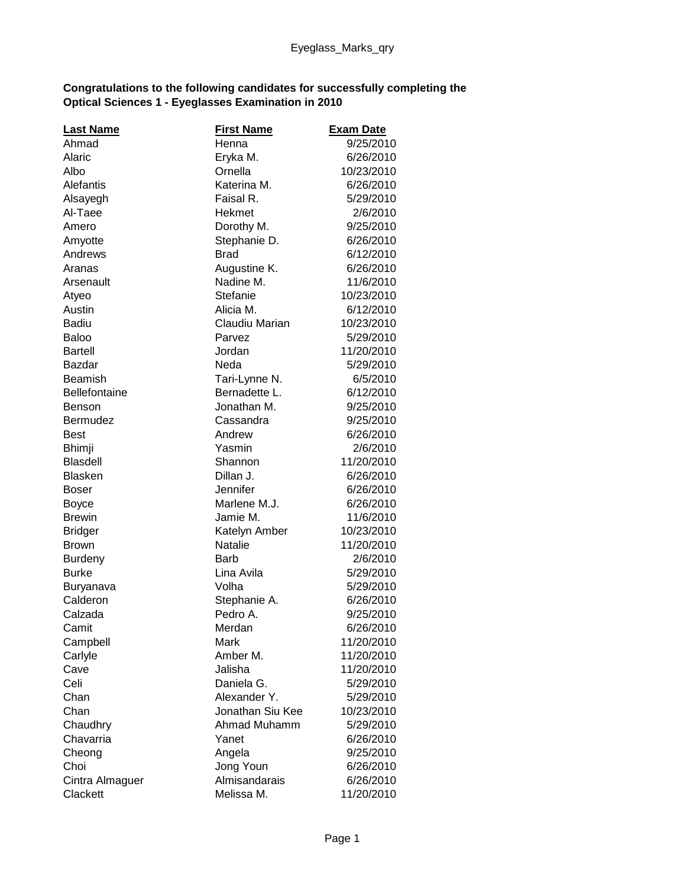**Congratulations to the following candidates for successfully completing the Optical Sciences 1 - Eyeglasses Examination in 2010**

| Last Name | First Name | Exam Date |
|---|---|---|
| Ahmad | Henna | 9/25/2010 |
| Alaric | Eryka M. | 6/26/2010 |
| Albo | Ornella | 10/23/2010 |
| Alefantis | Katerina M. | 6/26/2010 |
| Alsayegh | Faisal R. | 5/29/2010 |
| Al-Taee | Hekmet | 2/6/2010 |
| Amero | Dorothy M. | 9/25/2010 |
| Amyotte | Stephanie D. | 6/26/2010 |
| Andrews | Brad | 6/12/2010 |
| Aranas | Augustine K. | 6/26/2010 |
| Arsenault | Nadine M. | 11/6/2010 |
| Atyeo | Stefanie | 10/23/2010 |
| Austin | Alicia M. | 6/12/2010 |
| Badiu | Claudiu Marian | 10/23/2010 |
| Baloo | Parvez | 5/29/2010 |
| Bartell | Jordan | 11/20/2010 |
| Bazdar | Neda | 5/29/2010 |
| Beamish | Tari-Lynne N. | 6/5/2010 |
| Bellefontaine | Bernadette L. | 6/12/2010 |
| Benson | Jonathan M. | 9/25/2010 |
| Bermudez | Cassandra | 9/25/2010 |
| Best | Andrew | 6/26/2010 |
| Bhimji | Yasmin | 2/6/2010 |
| Blasdell | Shannon | 11/20/2010 |
| Blasken | Dillan J. | 6/26/2010 |
| Boser | Jennifer | 6/26/2010 |
| Boyce | Marlene M.J. | 6/26/2010 |
| Brewin | Jamie M. | 11/6/2010 |
| Bridger | Katelyn Amber | 10/23/2010 |
| Brown | Natalie | 11/20/2010 |
| Burdeny | Barb | 2/6/2010 |
| Burke | Lina Avila | 5/29/2010 |
| Buryanava | Volha | 5/29/2010 |
| Calderon | Stephanie A. | 6/26/2010 |
| Calzada | Pedro A. | 9/25/2010 |
| Camit | Merdan | 6/26/2010 |
| Campbell | Mark | 11/20/2010 |
| Carlyle | Amber M. | 11/20/2010 |
| Cave | Jalisha | 11/20/2010 |
| Celi | Daniela G. | 5/29/2010 |
| Chan | Alexander Y. | 5/29/2010 |
| Chan | Jonathan Siu Kee | 10/23/2010 |
| Chaudhry | Ahmad Muhamm | 5/29/2010 |
| Chavarria | Yanet | 6/26/2010 |
| Cheong | Angela | 9/25/2010 |
| Choi | Jong Youn | 6/26/2010 |
| Cintra Almaguer | Almisandarais | 6/26/2010 |
| Clackett | Melissa M. | 11/20/2010 |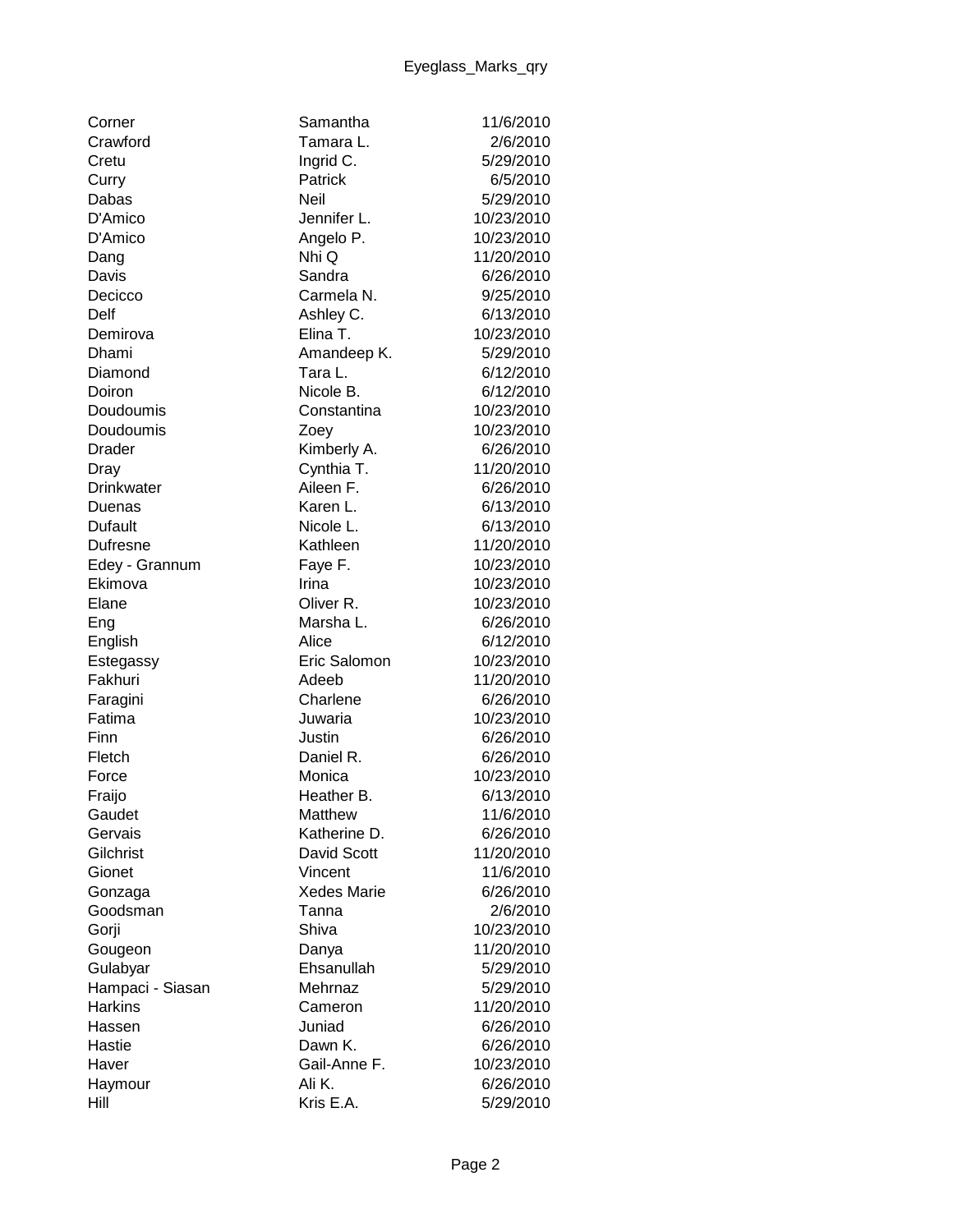| Last Name | First Name | Date |
|---|---|---|
| Corner | Samantha | 11/6/2010 |
| Crawford | Tamara L. | 2/6/2010 |
| Cretu | Ingrid C. | 5/29/2010 |
| Curry | Patrick | 6/5/2010 |
| Dabas | Neil | 5/29/2010 |
| D'Amico | Jennifer L. | 10/23/2010 |
| D'Amico | Angelo P. | 10/23/2010 |
| Dang | Nhi Q | 11/20/2010 |
| Davis | Sandra | 6/26/2010 |
| Decicco | Carmela N. | 9/25/2010 |
| Delf | Ashley C. | 6/13/2010 |
| Demirova | Elina T. | 10/23/2010 |
| Dhami | Amandeep K. | 5/29/2010 |
| Diamond | Tara L. | 6/12/2010 |
| Doiron | Nicole B. | 6/12/2010 |
| Doudoumis | Constantina | 10/23/2010 |
| Doudoumis | Zoey | 10/23/2010 |
| Drader | Kimberly A. | 6/26/2010 |
| Dray | Cynthia T. | 11/20/2010 |
| Drinkwater | Aileen F. | 6/26/2010 |
| Duenas | Karen L. | 6/13/2010 |
| Dufault | Nicole L. | 6/13/2010 |
| Dufresne | Kathleen | 11/20/2010 |
| Edey - Grannum | Faye F. | 10/23/2010 |
| Ekimova | Irina | 10/23/2010 |
| Elane | Oliver R. | 10/23/2010 |
| Eng | Marsha L. | 6/26/2010 |
| English | Alice | 6/12/2010 |
| Estegassy | Eric Salomon | 10/23/2010 |
| Fakhuri | Adeeb | 11/20/2010 |
| Faragini | Charlene | 6/26/2010 |
| Fatima | Juwaria | 10/23/2010 |
| Finn | Justin | 6/26/2010 |
| Fletch | Daniel R. | 6/26/2010 |
| Force | Monica | 10/23/2010 |
| Fraijo | Heather B. | 6/13/2010 |
| Gaudet | Matthew | 11/6/2010 |
| Gervais | Katherine D. | 6/26/2010 |
| Gilchrist | David Scott | 11/20/2010 |
| Gionet | Vincent | 11/6/2010 |
| Gonzaga | Xedes Marie | 6/26/2010 |
| Goodsman | Tanna | 2/6/2010 |
| Gorji | Shiva | 10/23/2010 |
| Gougeon | Danya | 11/20/2010 |
| Gulabyar | Ehsanullah | 5/29/2010 |
| Hampaci - Siasan | Mehrnaz | 5/29/2010 |
| Harkins | Cameron | 11/20/2010 |
| Hassen | Juniad | 6/26/2010 |
| Hastie | Dawn K. | 6/26/2010 |
| Haver | Gail-Anne F. | 10/23/2010 |
| Haymour | Ali K. | 6/26/2010 |
| Hill | Kris E.A. | 5/29/2010 |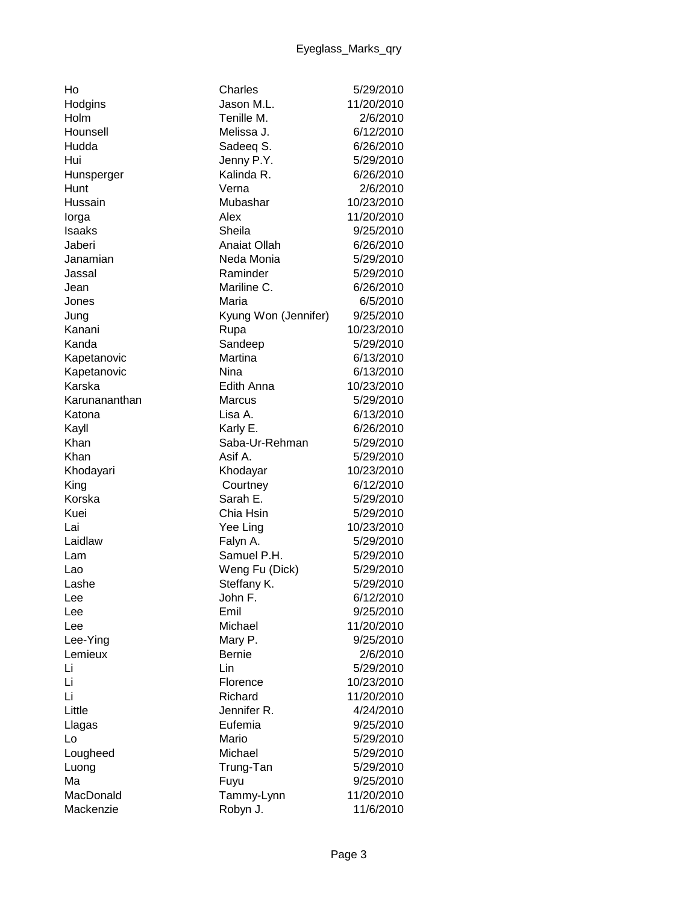| | | |
|---|---|---|
| Ho | Charles | 5/29/2010 |
| Hodgins | Jason M.L. | 11/20/2010 |
| Holm | Tenille M. | 2/6/2010 |
| Hounsell | Melissa J. | 6/12/2010 |
| Hudda | Sadeeq S. | 6/26/2010 |
| Hui | Jenny P.Y. | 5/29/2010 |
| Hunsperger | Kalinda R. | 6/26/2010 |
| Hunt | Verna | 2/6/2010 |
| Hussain | Mubashar | 10/23/2010 |
| Iorga | Alex | 11/20/2010 |
| Isaaks | Sheila | 9/25/2010 |
| Jaberi | Anaiat Ollah | 6/26/2010 |
| Janamian | Neda Monia | 5/29/2010 |
| Jassal | Raminder | 5/29/2010 |
| Jean | Mariline C. | 6/26/2010 |
| Jones | Maria | 6/5/2010 |
| Jung | Kyung Won (Jennifer) | 9/25/2010 |
| Kanani | Rupa | 10/23/2010 |
| Kanda | Sandeep | 5/29/2010 |
| Kapetanovic | Martina | 6/13/2010 |
| Kapetanovic | Nina | 6/13/2010 |
| Karska | Edith Anna | 10/23/2010 |
| Karunananthan | Marcus | 5/29/2010 |
| Katona | Lisa A. | 6/13/2010 |
| Kayll | Karly E. | 6/26/2010 |
| Khan | Saba-Ur-Rehman | 5/29/2010 |
| Khan | Asif A. | 5/29/2010 |
| Khodayari | Khodayar | 10/23/2010 |
| King | Courtney | 6/12/2010 |
| Korska | Sarah E. | 5/29/2010 |
| Kuei | Chia Hsin | 5/29/2010 |
| Lai | Yee Ling | 10/23/2010 |
| Laidlaw | Falyn A. | 5/29/2010 |
| Lam | Samuel P.H. | 5/29/2010 |
| Lao | Weng Fu (Dick) | 5/29/2010 |
| Lashe | Steffany K. | 5/29/2010 |
| Lee | John F. | 6/12/2010 |
| Lee | Emil | 9/25/2010 |
| Lee | Michael | 11/20/2010 |
| Lee-Ying | Mary P. | 9/25/2010 |
| Lemieux | Bernie | 2/6/2010 |
| Li | Lin | 5/29/2010 |
| Li | Florence | 10/23/2010 |
| Li | Richard | 11/20/2010 |
| Little | Jennifer R. | 4/24/2010 |
| Llagas | Eufemia | 9/25/2010 |
| Lo | Mario | 5/29/2010 |
| Lougheed | Michael | 5/29/2010 |
| Luong | Trung-Tan | 5/29/2010 |
| Ma | Fuyu | 9/25/2010 |
| MacDonald | Tammy-Lynn | 11/20/2010 |
| Mackenzie | Robyn J. | 11/6/2010 |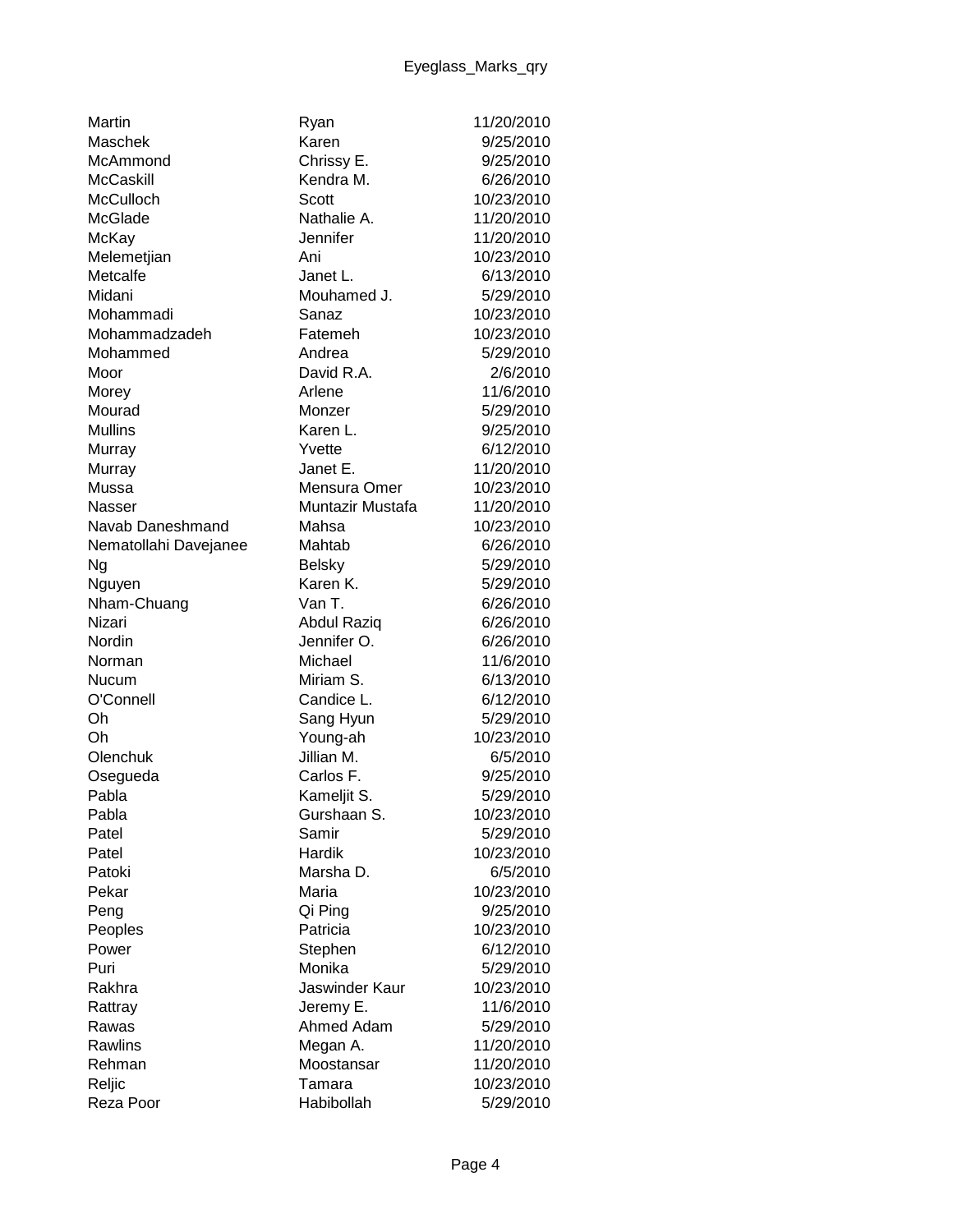| | | |
|---|---|---|
| Martin | Ryan | 11/20/2010 |
| Maschek | Karen | 9/25/2010 |
| McAmmond | Chrissy E. | 9/25/2010 |
| McCaskill | Kendra M. | 6/26/2010 |
| McCulloch | Scott | 10/23/2010 |
| McGlade | Nathalie A. | 11/20/2010 |
| McKay | Jennifer | 11/20/2010 |
| Melemetjian | Ani | 10/23/2010 |
| Metcalfe | Janet L. | 6/13/2010 |
| Midani | Mouhamed J. | 5/29/2010 |
| Mohammadi | Sanaz | 10/23/2010 |
| Mohammadzadeh | Fatemeh | 10/23/2010 |
| Mohammed | Andrea | 5/29/2010 |
| Moor | David R.A. | 2/6/2010 |
| Morey | Arlene | 11/6/2010 |
| Mourad | Monzer | 5/29/2010 |
| Mullins | Karen L. | 9/25/2010 |
| Murray | Yvette | 6/12/2010 |
| Murray | Janet E. | 11/20/2010 |
| Mussa | Mensura Omer | 10/23/2010 |
| Nasser | Muntazir Mustafa | 11/20/2010 |
| Navab Daneshmand | Mahsa | 10/23/2010 |
| Nematollahi Davejanee | Mahtab | 6/26/2010 |
| Ng | Belsky | 5/29/2010 |
| Nguyen | Karen K. | 5/29/2010 |
| Nham-Chuang | Van T. | 6/26/2010 |
| Nizari | Abdul Raziq | 6/26/2010 |
| Nordin | Jennifer O. | 6/26/2010 |
| Norman | Michael | 11/6/2010 |
| Nucum | Miriam S. | 6/13/2010 |
| O'Connell | Candice L. | 6/12/2010 |
| Oh | Sang Hyun | 5/29/2010 |
| Oh | Young-ah | 10/23/2010 |
| Olenchuk | Jillian M. | 6/5/2010 |
| Osegueda | Carlos F. | 9/25/2010 |
| Pabla | Kameljit S. | 5/29/2010 |
| Pabla | Gurshaan S. | 10/23/2010 |
| Patel | Samir | 5/29/2010 |
| Patel | Hardik | 10/23/2010 |
| Patoki | Marsha D. | 6/5/2010 |
| Pekar | Maria | 10/23/2010 |
| Peng | Qi Ping | 9/25/2010 |
| Peoples | Patricia | 10/23/2010 |
| Power | Stephen | 6/12/2010 |
| Puri | Monika | 5/29/2010 |
| Rakhra | Jaswinder Kaur | 10/23/2010 |
| Rattray | Jeremy E. | 11/6/2010 |
| Rawas | Ahmed Adam | 5/29/2010 |
| Rawlins | Megan A. | 11/20/2010 |
| Rehman | Moostansar | 11/20/2010 |
| Reljic | Tamara | 10/23/2010 |
| Reza Poor | Habibollah | 5/29/2010 |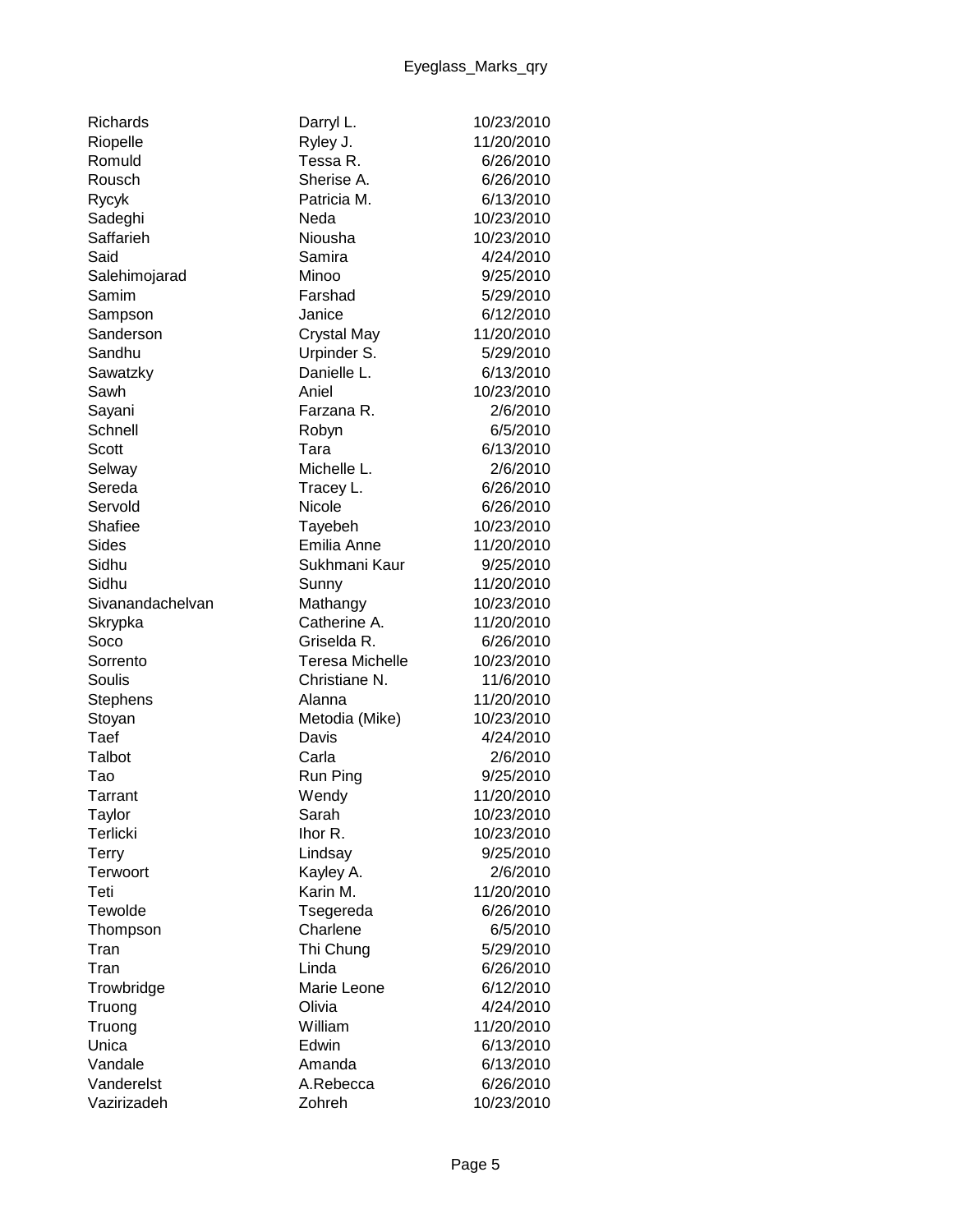| | | |
|---|---|---|
| Richards | Darryl L. | 10/23/2010 |
| Riopelle | Ryley J. | 11/20/2010 |
| Romuld | Tessa R. | 6/26/2010 |
| Rousch | Sherise A. | 6/26/2010 |
| Rycyk | Patricia M. | 6/13/2010 |
| Sadeghi | Neda | 10/23/2010 |
| Saffarieh | Niousha | 10/23/2010 |
| Said | Samira | 4/24/2010 |
| Salehimojarad | Minoo | 9/25/2010 |
| Samim | Farshad | 5/29/2010 |
| Sampson | Janice | 6/12/2010 |
| Sanderson | Crystal May | 11/20/2010 |
| Sandhu | Urpinder S. | 5/29/2010 |
| Sawatzky | Danielle L. | 6/13/2010 |
| Sawh | Aniel | 10/23/2010 |
| Sayani | Farzana R. | 2/6/2010 |
| Schnell | Robyn | 6/5/2010 |
| Scott | Tara | 6/13/2010 |
| Selway | Michelle L. | 2/6/2010 |
| Sereda | Tracey L. | 6/26/2010 |
| Servold | Nicole | 6/26/2010 |
| Shafiee | Tayebeh | 10/23/2010 |
| Sides | Emilia Anne | 11/20/2010 |
| Sidhu | Sukhmani Kaur | 9/25/2010 |
| Sidhu | Sunny | 11/20/2010 |
| Sivanandachelvan | Mathangy | 10/23/2010 |
| Skrypka | Catherine A. | 11/20/2010 |
| Soco | Griselda R. | 6/26/2010 |
| Sorrento | Teresa Michelle | 10/23/2010 |
| Soulis | Christiane N. | 11/6/2010 |
| Stephens | Alanna | 11/20/2010 |
| Stoyan | Metodia (Mike) | 10/23/2010 |
| Taef | Davis | 4/24/2010 |
| Talbot | Carla | 2/6/2010 |
| Tao | Run Ping | 9/25/2010 |
| Tarrant | Wendy | 11/20/2010 |
| Taylor | Sarah | 10/23/2010 |
| Terlicki | Ihor R. | 10/23/2010 |
| Terry | Lindsay | 9/25/2010 |
| Terwoort | Kayley A. | 2/6/2010 |
| Teti | Karin M. | 11/20/2010 |
| Tewolde | Tsegereda | 6/26/2010 |
| Thompson | Charlene | 6/5/2010 |
| Tran | Thi Chung | 5/29/2010 |
| Tran | Linda | 6/26/2010 |
| Trowbridge | Marie Leone | 6/12/2010 |
| Truong | Olivia | 4/24/2010 |
| Truong | William | 11/20/2010 |
| Unica | Edwin | 6/13/2010 |
| Vandale | Amanda | 6/13/2010 |
| Vanderelst | A.Rebecca | 6/26/2010 |
| Vazirizadeh | Zohreh | 10/23/2010 |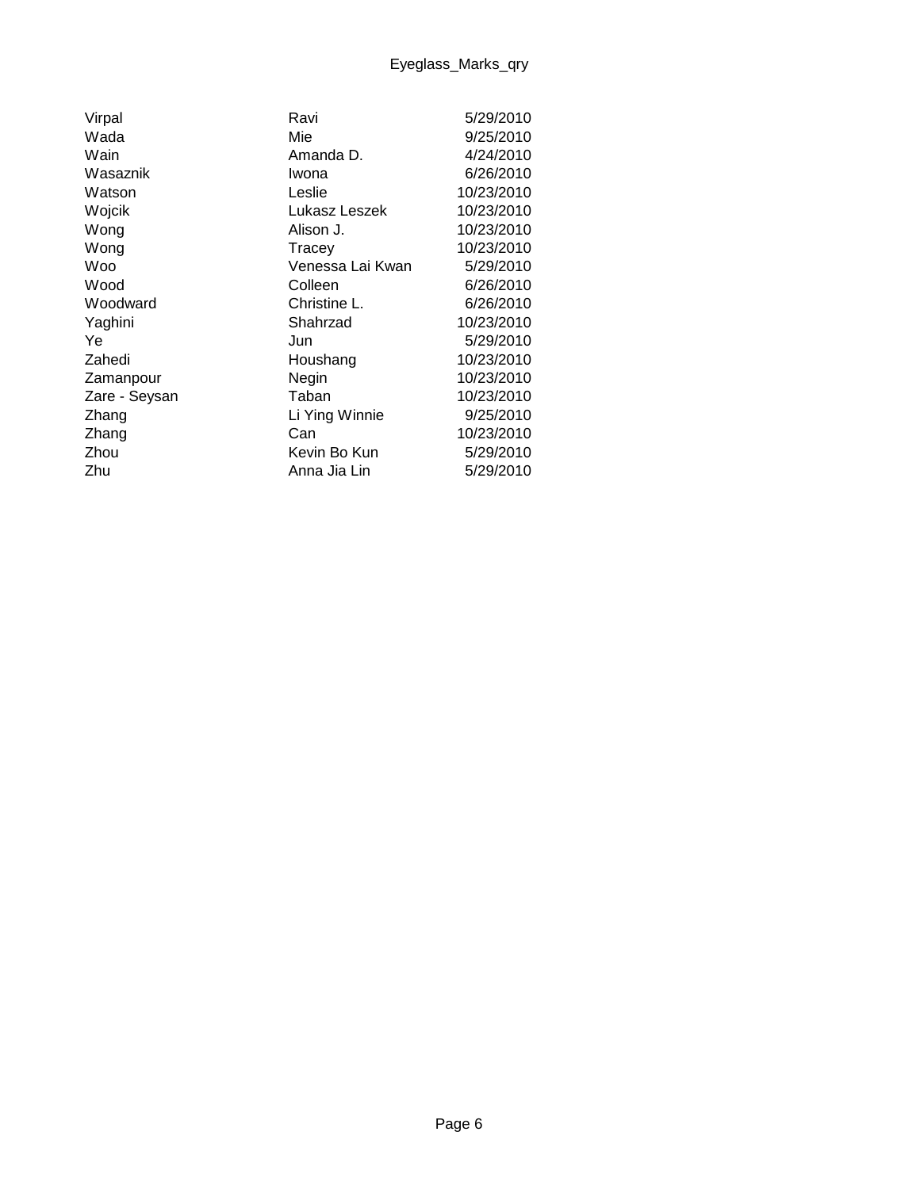| | | |
|---|---|---|
| Virpal | Ravi | 5/29/2010 |
| Wada | Mie | 9/25/2010 |
| Wain | Amanda D. | 4/24/2010 |
| Wasaznik | Iwona | 6/26/2010 |
| Watson | Leslie | 10/23/2010 |
| Wojcik | Lukasz Leszek | 10/23/2010 |
| Wong | Alison J. | 10/23/2010 |
| Wong | Tracey | 10/23/2010 |
| Woo | Venessa Lai Kwan | 5/29/2010 |
| Wood | Colleen | 6/26/2010 |
| Woodward | Christine L. | 6/26/2010 |
| Yaghini | Shahrzad | 10/23/2010 |
| Ye | Jun | 5/29/2010 |
| Zahedi | Houshang | 10/23/2010 |
| Zamanpour | Negin | 10/23/2010 |
| Zare - Seysan | Taban | 10/23/2010 |
| Zhang | Li Ying Winnie | 9/25/2010 |
| Zhang | Can | 10/23/2010 |
| Zhou | Kevin Bo Kun | 5/29/2010 |
| Zhu | Anna Jia Lin | 5/29/2010 |